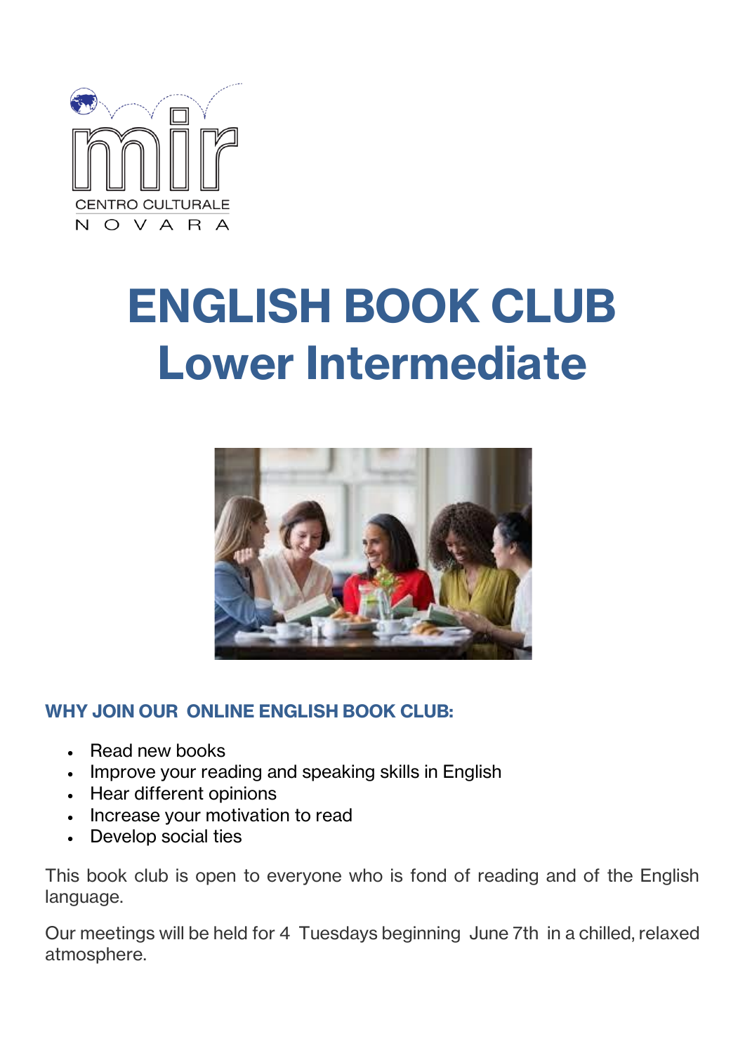mir

CENTRO CULTURALE

N O V A R A

# ENGLISH BOOK CLUB
# Lower Intermediate

### WHY JOIN OUR ONLINE ENGLISH BOOK CLUB:

- Read new books
- Improve your reading and speaking skills in English
- Hear different opinions
- Increase your motivation to read
- Develop social ties

This book club is open to everyone who is fond of reading and of the English language.

Our meetings will be held for 4 Tuesdays beginning June 7th in a chilled, relaxed atmosphere.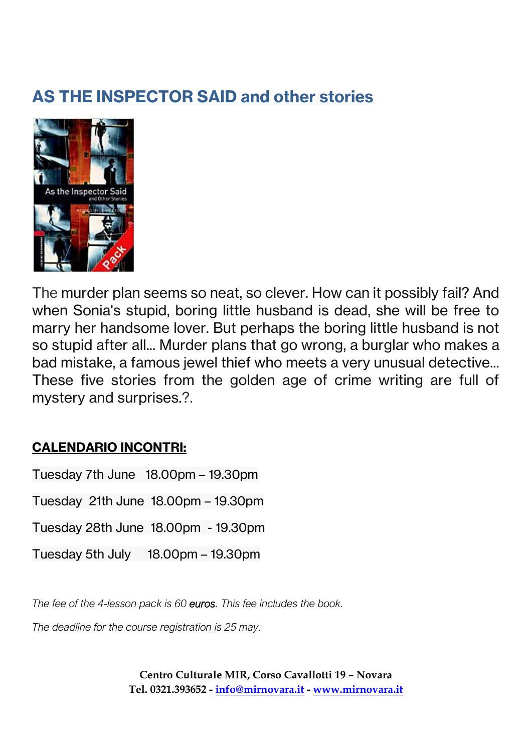## AS THE INSPECTOR SAID and other stories

The murder plan seems so neat, so clever. How can it possibly fail? And when Sonia's stupid, boring little husband is dead, she will be free to marry her handsome lover. But perhaps the boring little husband is not so stupid after all... Murder plans that go wrong, a burglar who makes a bad mistake, a famous jewel thief who meets a very unusual detective... These five stories from the golden age of crime writing are full of mystery and surprises.?.

**CALENDARIO INCONTRI:**

Tuesday 7th June 18.00pm – 19.30pm

Tuesday 21th June 18.00pm – 19.30pm

Tuesday 28th June 18.00pm - 19.30pm

Tuesday 5th July 18.00pm – 19.30pm

*The fee of the 4-lesson pack is 60 euros. This fee includes the book.*

*The deadline for the course registration is 25 may.*

**Centro Culturale MIR, Corso Cavallotti 19 – Novara**
**Tel. 0321.393652 - info@mirnovara.it - www.mirnovara.it**